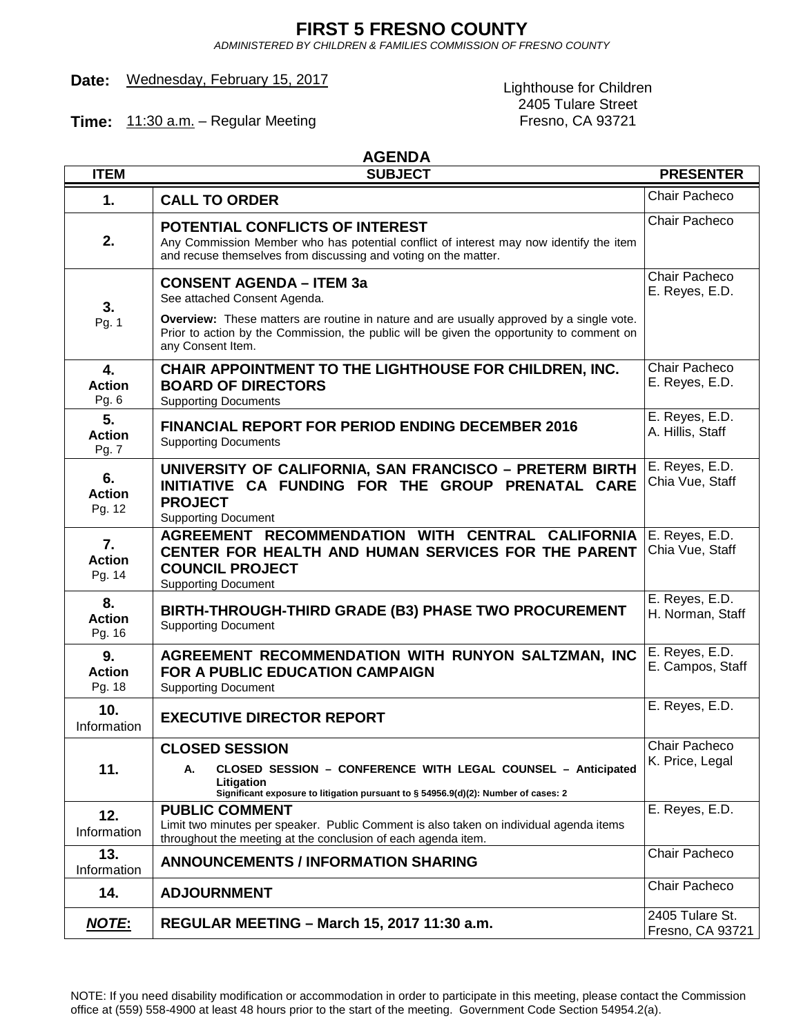# FIRST 5 FRESNO COUNTY

*ADMINISTERED BY CHILDREN & FAMILIES COMMISSION OF FRESNO COUNTY*

**Date:** Wednesday, February 15, 2017

**Time:** 11:30 a.m. – Regular Meeting

Lighthouse for Children
2405 Tulare Street
Fresno, CA 93721

## AGENDA

| ITEM | SUBJECT | PRESENTER |
|---|---|---|
| **1.** | **CALL TO ORDER** | Chair Pacheco |
| **2.** | **POTENTIAL CONFLICTS OF INTEREST**<br>Any Commission Member who has potential conflict of interest may now identify the item and recuse themselves from discussing and voting on the matter. | Chair Pacheco |
| **3.**<br>Pg. 1 | **CONSENT AGENDA – ITEM 3a**<br>See attached Consent Agenda.<br>**Overview:** These matters are routine in nature and are usually approved by a single vote. Prior to action by the Commission, the public will be given the opportunity to comment on any Consent Item. | Chair Pacheco<br>E. Reyes, E.D. |
| **4.**<br>**Action**<br>Pg. 6 | **CHAIR APPOINTMENT TO THE LIGHTHOUSE FOR CHILDREN, INC. BOARD OF DIRECTORS**<br>Supporting Documents | Chair Pacheco<br>E. Reyes, E.D. |
| **5.**<br>**Action**<br>Pg. 7 | **FINANCIAL REPORT FOR PERIOD ENDING DECEMBER 2016**<br>Supporting Documents | E. Reyes, E.D.<br>A. Hillis, Staff |
| **6.**<br>**Action**<br>Pg. 12 | **UNIVERSITY OF CALIFORNIA, SAN FRANCISCO – PRETERM BIRTH INITIATIVE CA FUNDING FOR THE GROUP PRENATAL CARE PROJECT**<br>Supporting Document | E. Reyes, E.D.<br>Chia Vue, Staff |
| **7.**<br>**Action**<br>Pg. 14 | **AGREEMENT RECOMMENDATION WITH CENTRAL CALIFORNIA CENTER FOR HEALTH AND HUMAN SERVICES FOR THE PARENT COUNCIL PROJECT**<br>Supporting Document | E. Reyes, E.D.<br>Chia Vue, Staff |
| **8.**<br>**Action**<br>Pg. 16 | **BIRTH-THROUGH-THIRD GRADE (B3) PHASE TWO PROCUREMENT**<br>Supporting Document | E. Reyes, E.D.<br>H. Norman, Staff |
| **9.**<br>**Action**<br>Pg. 18 | **AGREEMENT RECOMMENDATION WITH RUNYON SALTZMAN, INC FOR A PUBLIC EDUCATION CAMPAIGN**<br>Supporting Document | E. Reyes, E.D.<br>E. Campos, Staff |
| **10.**<br>Information | **EXECUTIVE DIRECTOR REPORT** | E. Reyes, E.D. |
| **11.** | **CLOSED SESSION**<br>**A. CLOSED SESSION – CONFERENCE WITH LEGAL COUNSEL – Anticipated Litigation**<br>**Significant exposure to litigation pursuant to § 54956.9(d)(2): Number of cases: 2** | Chair Pacheco<br>K. Price, Legal |
| **12.**<br>Information | **PUBLIC COMMENT**<br>Limit two minutes per speaker. Public Comment is also taken on individual agenda items throughout the meeting at the conclusion of each agenda item. | E. Reyes, E.D. |
| **13.**<br>Information | **ANNOUNCEMENTS / INFORMATION SHARING** | Chair Pacheco |
| **14.** | **ADJOURNMENT** | Chair Pacheco |
| ***NOTE*:** | **REGULAR MEETING – March 15, 2017 11:30 a.m.** | 2405 Tulare St.<br>Fresno, CA 93721 |

NOTE: If you need disability modification or accommodation in order to participate in this meeting, please contact the Commission office at (559) 558-4900 at least 48 hours prior to the start of the meeting. Government Code Section 54954.2(a).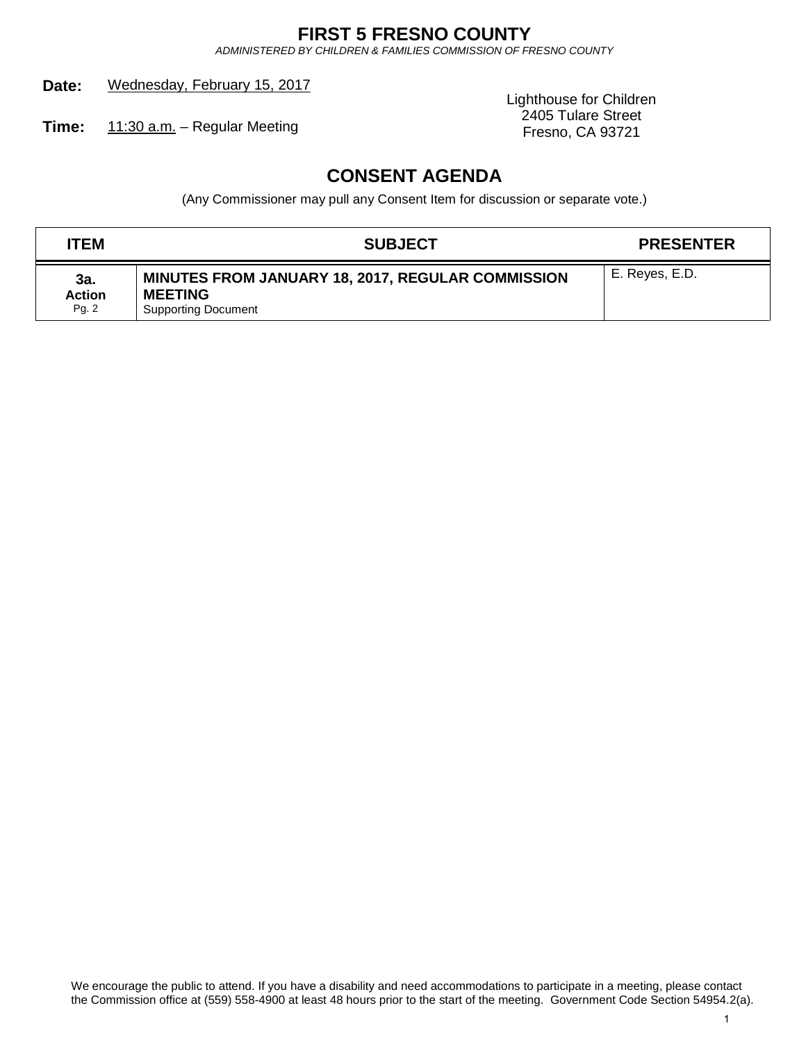# FIRST 5 FRESNO COUNTY

*ADMINISTERED BY CHILDREN & FAMILIES COMMISSION OF FRESNO COUNTY*

**Date:** Wednesday, February 15, 2017

**Time:** 11:30 a.m. – Regular Meeting

Lighthouse for Children
2405 Tulare Street
Fresno, CA 93721

## CONSENT AGENDA

(Any Commissioner may pull any Consent Item for discussion or separate vote.)

| ITEM | SUBJECT | PRESENTER |
|---|---|---|
| **3a.** **Action** Pg. 2 | **MINUTES FROM JANUARY 18, 2017, REGULAR COMMISSION MEETING** Supporting Document | E. Reyes, E.D. |

We encourage the public to attend. If you have a disability and need accommodations to participate in a meeting, please contact the Commission office at (559) 558-4900 at least 48 hours prior to the start of the meeting. Government Code Section 54954.2(a).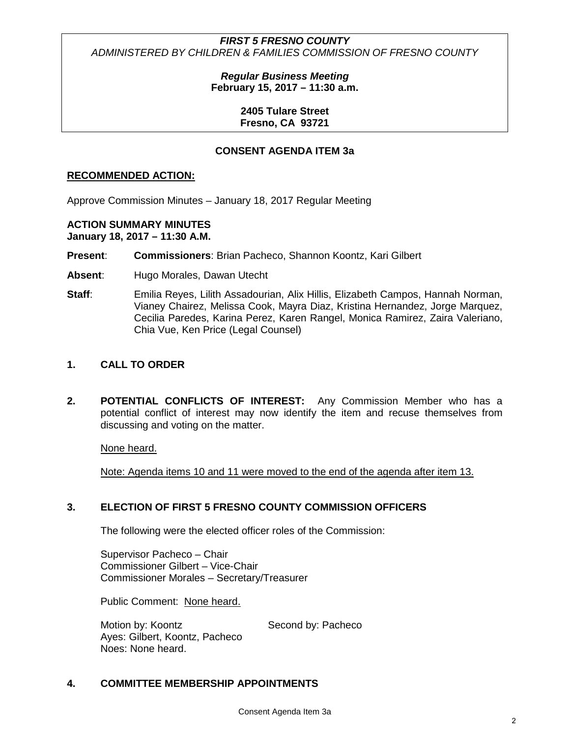***FIRST 5 FRESNO COUNTY***
*ADMINISTERED BY CHILDREN & FAMILIES COMMISSION OF FRESNO COUNTY*

***Regular Business Meeting***
**February 15, 2017 – 11:30 a.m.**

**2405 Tulare Street**
**Fresno, CA 93721**

**CONSENT AGENDA ITEM 3a**

**RECOMMENDED ACTION:**

Approve Commission Minutes – January 18, 2017 Regular Meeting

**ACTION SUMMARY MINUTES**
**January 18, 2017 – 11:30 A.M.**

**Present**: **Commissioners**: Brian Pacheco, Shannon Koontz, Kari Gilbert

**Absent**: Hugo Morales, Dawan Utecht

**Staff**: Emilia Reyes, Lilith Assadourian, Alix Hillis, Elizabeth Campos, Hannah Norman, Vianey Chairez, Melissa Cook, Mayra Diaz, Kristina Hernandez, Jorge Marquez, Cecilia Paredes, Karina Perez, Karen Rangel, Monica Ramirez, Zaira Valeriano, Chia Vue, Ken Price (Legal Counsel)

## 1. CALL TO ORDER

## 2. POTENTIAL CONFLICTS OF INTEREST:

Any Commission Member who has a potential conflict of interest may now identify the item and recuse themselves from discussing and voting on the matter.

None heard.

Note: Agenda items 10 and 11 were moved to the end of the agenda after item 13.

## 3. ELECTION OF FIRST 5 FRESNO COUNTY COMMISSION OFFICERS

The following were the elected officer roles of the Commission:

Supervisor Pacheco – Chair
Commissioner Gilbert – Vice-Chair
Commissioner Morales – Secretary/Treasurer

Public Comment: None heard.

Motion by: Koontz    Second by: Pacheco
Ayes: Gilbert, Koontz, Pacheco
Noes: None heard.

## 4. COMMITTEE MEMBERSHIP APPOINTMENTS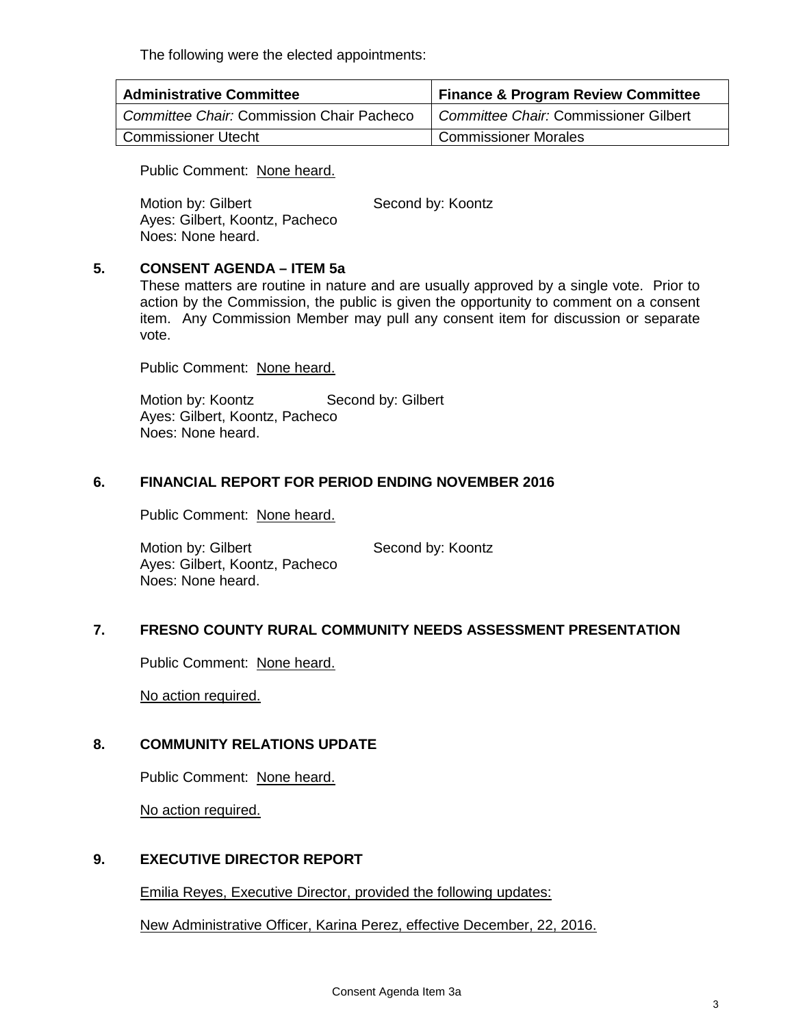The following were the elected appointments:

| Administrative Committee | Finance & Program Review Committee |
| --- | --- |
| *Committee Chair:* Commission Chair Pacheco | *Committee Chair:* Commissioner Gilbert |
| Commissioner Utecht | Commissioner Morales |

Public Comment: None heard.

Motion by: Gilbert Second by: Koontz
Ayes: Gilbert, Koontz, Pacheco
Noes: None heard.

## 5. CONSENT AGENDA – ITEM 5a

These matters are routine in nature and are usually approved by a single vote. Prior to action by the Commission, the public is given the opportunity to comment on a consent item. Any Commission Member may pull any consent item for discussion or separate vote.

Public Comment: None heard.

Motion by: Koontz Second by: Gilbert
Ayes: Gilbert, Koontz, Pacheco
Noes: None heard.

## 6. FINANCIAL REPORT FOR PERIOD ENDING NOVEMBER 2016

Public Comment: None heard.

Motion by: Gilbert Second by: Koontz
Ayes: Gilbert, Koontz, Pacheco
Noes: None heard.

## 7. FRESNO COUNTY RURAL COMMUNITY NEEDS ASSESSMENT PRESENTATION

Public Comment: None heard.

No action required.

## 8. COMMUNITY RELATIONS UPDATE

Public Comment: None heard.

No action required.

## 9. EXECUTIVE DIRECTOR REPORT

Emilia Reyes, Executive Director, provided the following updates:

New Administrative Officer, Karina Perez, effective December, 22, 2016.

Consent Agenda Item 3a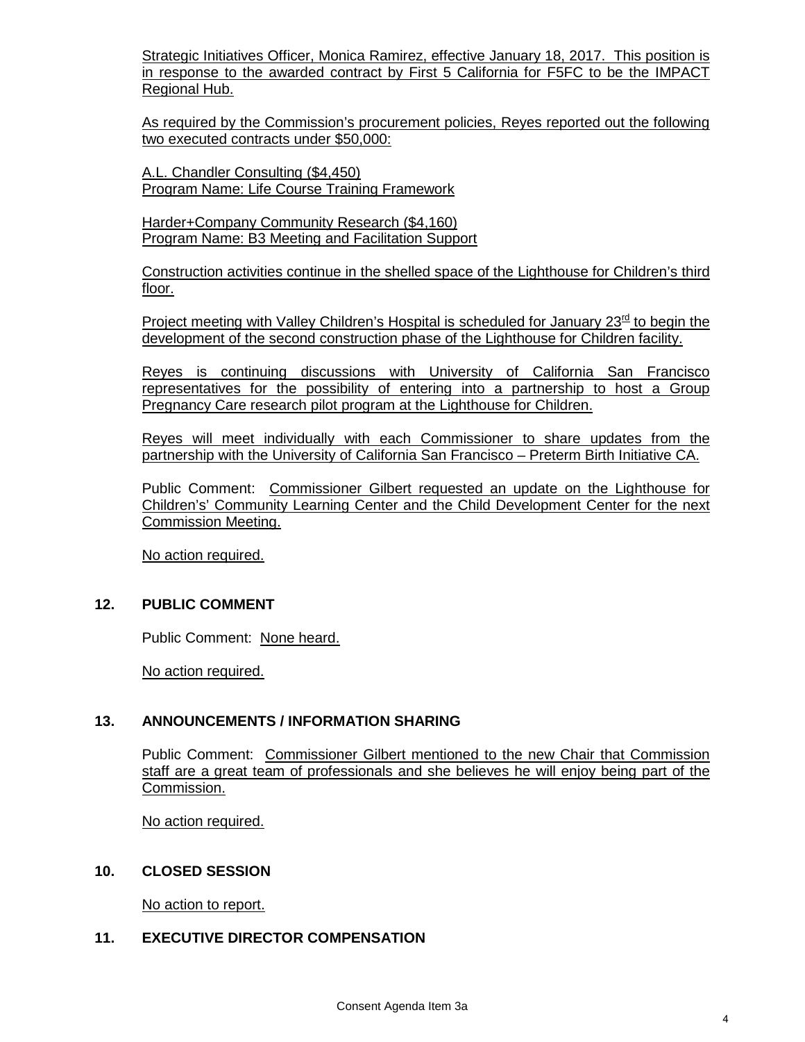Strategic Initiatives Officer, Monica Ramirez, effective January 18, 2017. This position is in response to the awarded contract by First 5 California for F5FC to be the IMPACT Regional Hub.

As required by the Commission's procurement policies, Reyes reported out the following two executed contracts under $50,000:

A.L. Chandler Consulting ($4,450)
Program Name: Life Course Training Framework

Harder+Company Community Research ($4,160)
Program Name: B3 Meeting and Facilitation Support

Construction activities continue in the shelled space of the Lighthouse for Children's third floor.

Project meeting with Valley Children's Hospital is scheduled for January 23rd to begin the development of the second construction phase of the Lighthouse for Children facility.

Reyes is continuing discussions with University of California San Francisco representatives for the possibility of entering into a partnership to host a Group Pregnancy Care research pilot program at the Lighthouse for Children.

Reyes will meet individually with each Commissioner to share updates from the partnership with the University of California San Francisco – Preterm Birth Initiative CA.

Public Comment: Commissioner Gilbert requested an update on the Lighthouse for Children's' Community Learning Center and the Child Development Center for the next Commission Meeting.

No action required.

## 12. PUBLIC COMMENT

Public Comment: None heard.

No action required.

## 13. ANNOUNCEMENTS / INFORMATION SHARING

Public Comment: Commissioner Gilbert mentioned to the new Chair that Commission staff are a great team of professionals and she believes he will enjoy being part of the Commission.

No action required.

## 10. CLOSED SESSION

No action to report.

## 11. EXECUTIVE DIRECTOR COMPENSATION

Consent Agenda Item 3a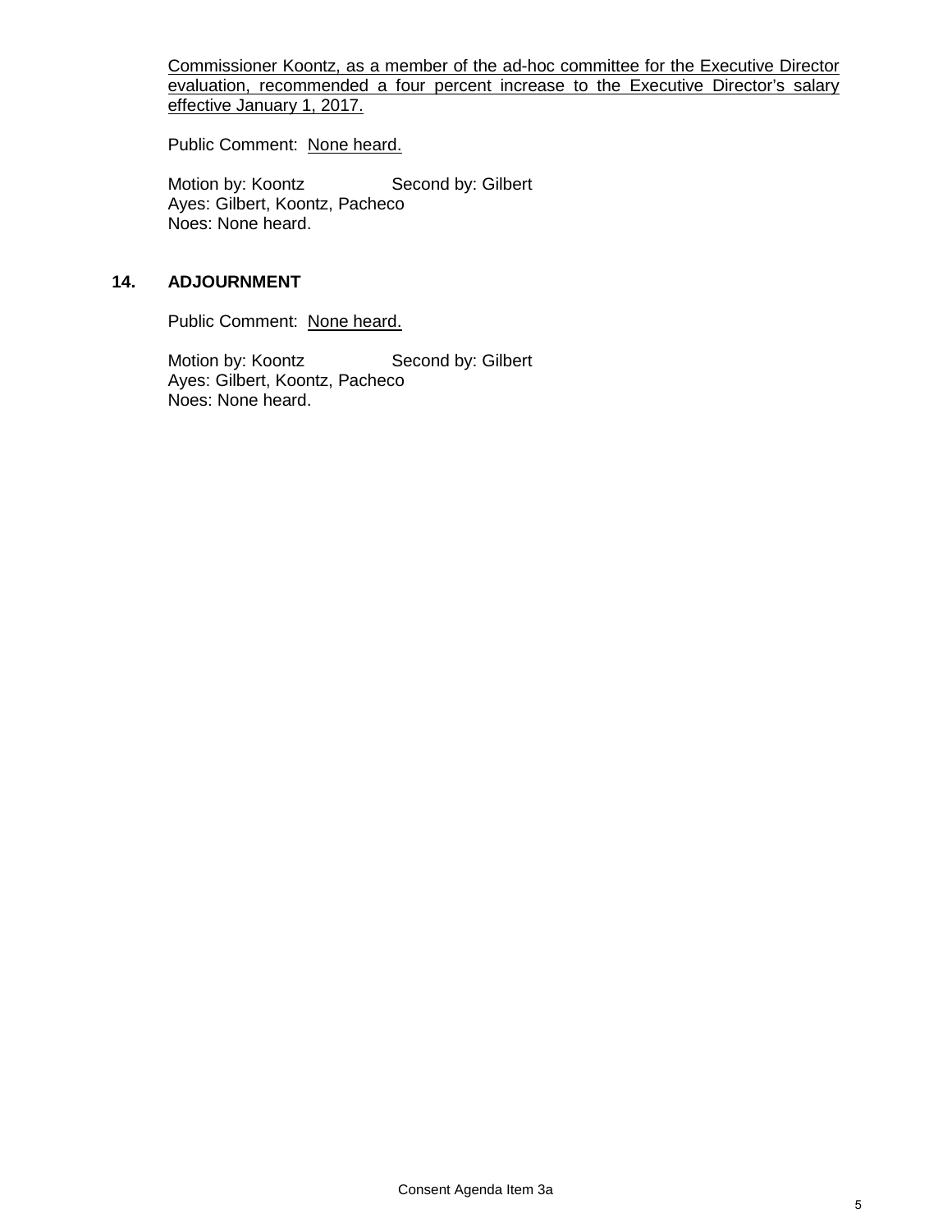<u>Commissioner Koontz, as a member of the ad-hoc committee for the Executive Director evaluation, recommended a four percent increase to the Executive Director's salary effective January 1, 2017.</u>

Public Comment: <u>None heard.</u>

Motion by: Koontz Second by: Gilbert
Ayes: Gilbert, Koontz, Pacheco
Noes: None heard.

**14. ADJOURNMENT**

Public Comment: <u>None heard.</u>

Motion by: Koontz Second by: Gilbert
Ayes: Gilbert, Koontz, Pacheco
Noes: None heard.

Consent Agenda Item 3a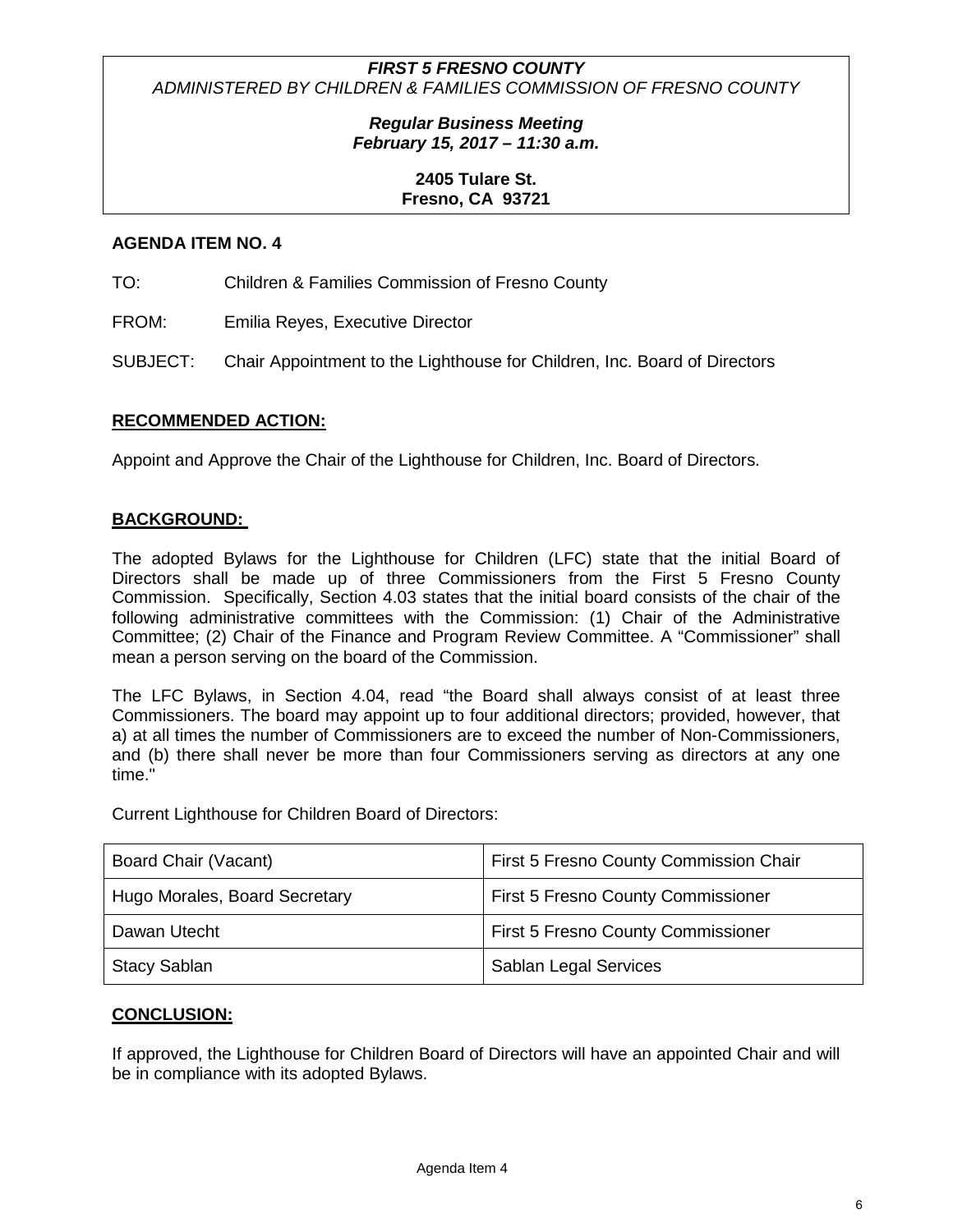***FIRST 5 FRESNO COUNTY***
*ADMINISTERED BY CHILDREN & FAMILIES COMMISSION OF FRESNO COUNTY*

***Regular Business Meeting***
***February 15, 2017 – 11:30 a.m.***

**2405 Tulare St.**
**Fresno, CA 93721**

**AGENDA ITEM NO. 4**

TO: Children & Families Commission of Fresno County

FROM: Emilia Reyes, Executive Director

SUBJECT: Chair Appointment to the Lighthouse for Children, Inc. Board of Directors

**RECOMMENDED ACTION:**

Appoint and Approve the Chair of the Lighthouse for Children, Inc. Board of Directors.

**BACKGROUND:**

The adopted Bylaws for the Lighthouse for Children (LFC) state that the initial Board of Directors shall be made up of three Commissioners from the First 5 Fresno County Commission. Specifically, Section 4.03 states that the initial board consists of the chair of the following administrative committees with the Commission: (1) Chair of the Administrative Committee; (2) Chair of the Finance and Program Review Committee. A "Commissioner" shall mean a person serving on the board of the Commission.

The LFC Bylaws, in Section 4.04, read "the Board shall always consist of at least three Commissioners. The board may appoint up to four additional directors; provided, however, that a) at all times the number of Commissioners are to exceed the number of Non-Commissioners, and (b) there shall never be more than four Commissioners serving as directors at any one time."

Current Lighthouse for Children Board of Directors:

| | |
|---|---|
| Board Chair (Vacant) | First 5 Fresno County Commission Chair |
| Hugo Morales, Board Secretary | First 5 Fresno County Commissioner |
| Dawan Utecht | First 5 Fresno County Commissioner |
| Stacy Sablan | Sablan Legal Services |

**CONCLUSION:**

If approved, the Lighthouse for Children Board of Directors will have an appointed Chair and will be in compliance with its adopted Bylaws.

Agenda Item 4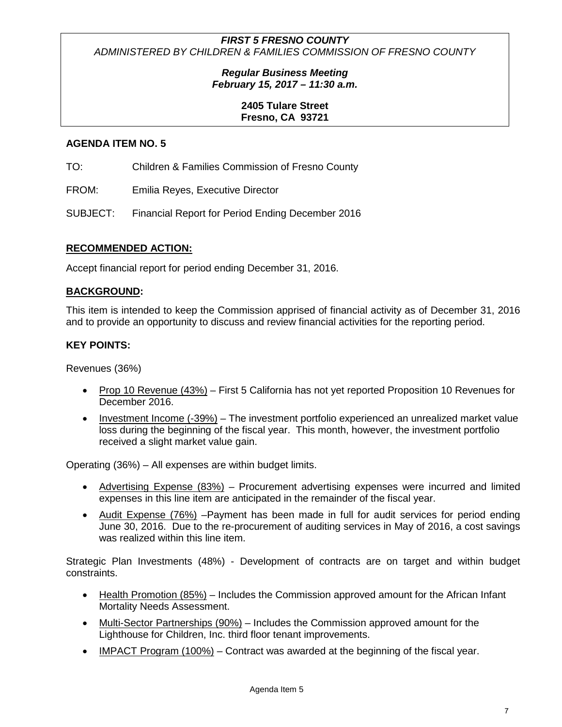***FIRST 5 FRESNO COUNTY***
*ADMINISTERED BY CHILDREN & FAMILIES COMMISSION OF FRESNO COUNTY*

***Regular Business Meeting***
***February 15, 2017 – 11:30 a.m.***

**2405 Tulare Street**
**Fresno, CA 93721**

**AGENDA ITEM NO. 5**

TO: Children & Families Commission of Fresno County

FROM: Emilia Reyes, Executive Director

SUBJECT: Financial Report for Period Ending December 2016

**RECOMMENDED ACTION:**

Accept financial report for period ending December 31, 2016.

**BACKGROUND:**

This item is intended to keep the Commission apprised of financial activity as of December 31, 2016 and to provide an opportunity to discuss and review financial activities for the reporting period.

**KEY POINTS:**

Revenues (36%)

- Prop 10 Revenue (43%) – First 5 California has not yet reported Proposition 10 Revenues for December 2016.
- Investment Income (-39%) – The investment portfolio experienced an unrealized market value loss during the beginning of the fiscal year. This month, however, the investment portfolio received a slight market value gain.

Operating (36%) – All expenses are within budget limits.

- Advertising Expense (83%) – Procurement advertising expenses were incurred and limited expenses in this line item are anticipated in the remainder of the fiscal year.
- Audit Expense (76%) –Payment has been made in full for audit services for period ending June 30, 2016. Due to the re-procurement of auditing services in May of 2016, a cost savings was realized within this line item.

Strategic Plan Investments (48%) - Development of contracts are on target and within budget constraints.

- Health Promotion (85%) – Includes the Commission approved amount for the African Infant Mortality Needs Assessment.
- Multi-Sector Partnerships (90%) – Includes the Commission approved amount for the Lighthouse for Children, Inc. third floor tenant improvements.
- IMPACT Program (100%) – Contract was awarded at the beginning of the fiscal year.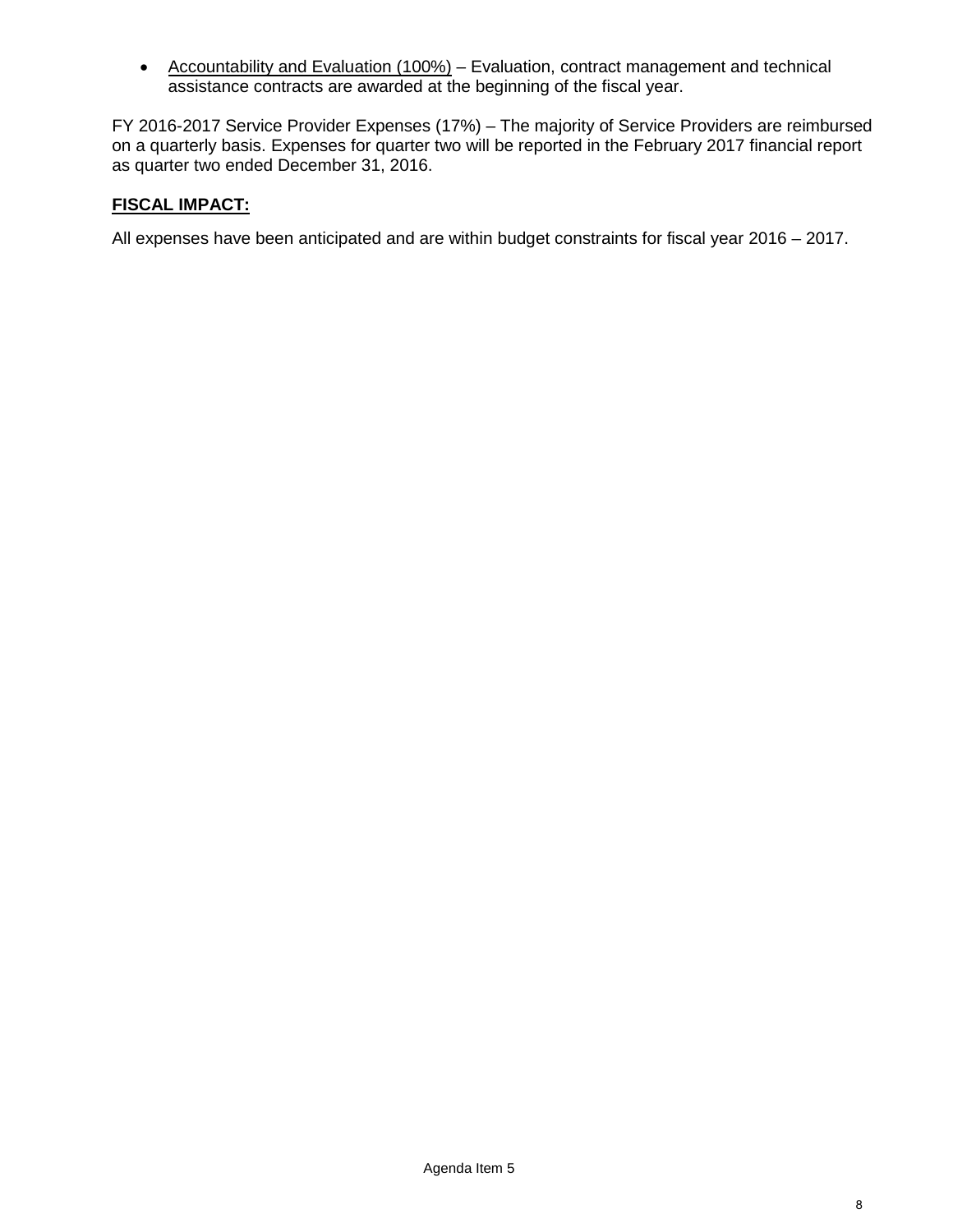- Accountability and Evaluation (100%) – Evaluation, contract management and technical assistance contracts are awarded at the beginning of the fiscal year.

FY 2016-2017 Service Provider Expenses (17%) – The majority of Service Providers are reimbursed on a quarterly basis. Expenses for quarter two will be reported in the February 2017 financial report as quarter two ended December 31, 2016.

**FISCAL IMPACT:**

All expenses have been anticipated and are within budget constraints for fiscal year 2016 – 2017.

Agenda Item 5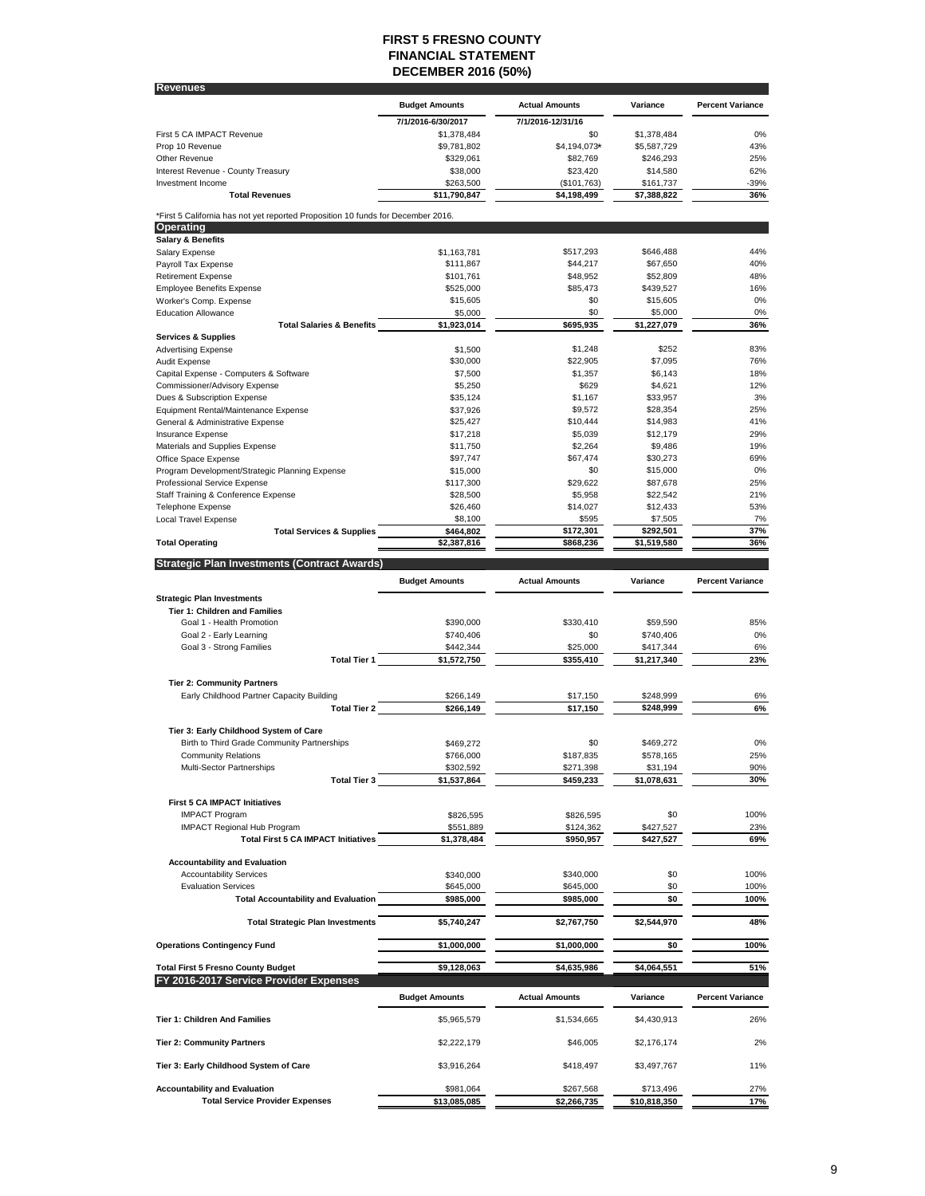# FIRST 5 FRESNO COUNTY
## FINANCIAL STATEMENT
## DECEMBER 2016 (50%)

### Revenues

| | Budget Amounts | Actual Amounts | Variance | Percent Variance |
|---|---|---|---|---|
| | 7/1/2016-6/30/2017 | 7/1/2016-12/31/16 | | |
| First 5 CA IMPACT Revenue | $1,378,484 | $0 | $1,378,484 | 0% |
| Prop 10 Revenue | $9,781,802 | $4,194,073* | $5,587,729 | 43% |
| Other Revenue | $329,061 | $82,769 | $246,293 | 25% |
| Interest Revenue - County Treasury | $38,000 | $23,420 | $14,580 | 62% |
| Investment Income | $263,500 | ($101,763) | $161,737 | -39% |
| **Total Revenues** | **$11,790,847** | **$4,198,499** | **$7,388,822** | **36%** |

*First 5 California has not yet reported Proposition 10 funds for December 2016.

### Operating

| | Budget Amounts | Actual Amounts | Variance | Percent Variance |
|---|---|---|---|---|
| **Salary & Benefits** | | | | |
| Salary Expense | $1,163,781 | $517,293 | $646,488 | 44% |
| Payroll Tax Expense | $111,867 | $44,217 | $67,650 | 40% |
| Retirement Expense | $101,761 | $48,952 | $52,809 | 48% |
| Employee Benefits Expense | $525,000 | $85,473 | $439,527 | 16% |
| Worker's Comp. Expense | $15,605 | $0 | $15,605 | 0% |
| Education Allowance | $5,000 | $0 | $5,000 | 0% |
| **Total Salaries & Benefits** | **$1,923,014** | **$695,935** | **$1,227,079** | **36%** |
| **Services & Supplies** | | | | |
| Advertising Expense | $1,500 | $1,248 | $252 | 83% |
| Audit Expense | $30,000 | $22,905 | $7,095 | 76% |
| Capital Expense - Computers & Software | $7,500 | $1,357 | $6,143 | 18% |
| Commissioner/Advisory Expense | $5,250 | $629 | $4,621 | 12% |
| Dues & Subscription Expense | $35,124 | $1,167 | $33,957 | 3% |
| Equipment Rental/Maintenance Expense | $37,926 | $9,572 | $28,354 | 25% |
| General & Administrative Expense | $25,427 | $10,444 | $14,983 | 41% |
| Insurance Expense | $17,218 | $5,039 | $12,179 | 29% |
| Materials and Supplies Expense | $11,750 | $2,264 | $9,486 | 19% |
| Office Space Expense | $97,747 | $67,474 | $30,273 | 69% |
| Program Development/Strategic Planning Expense | $15,000 | $0 | $15,000 | 0% |
| Professional Service Expense | $117,300 | $29,622 | $87,678 | 25% |
| Staff Training & Conference Expense | $28,500 | $5,958 | $22,542 | 21% |
| Telephone Expense | $26,460 | $14,027 | $12,433 | 53% |
| Local Travel Expense | $8,100 | $595 | $7,505 | 7% |
| **Total Services & Supplies** | **$464,802** | **$172,301** | **$292,501** | **37%** |
| **Total Operating** | **$2,387,816** | **$868,236** | **$1,519,580** | **36%** |

### Strategic Plan Investments (Contract Awards)

| | Budget Amounts | Actual Amounts | Variance | Percent Variance |
|---|---|---|---|---|
| **Strategic Plan Investments** | | | | |
| **Tier 1: Children and Families** | | | | |
| Goal 1 - Health Promotion | $390,000 | $330,410 | $59,590 | 85% |
| Goal 2 - Early Learning | $740,406 | $0 | $740,406 | 0% |
| Goal 3 - Strong Families | $442,344 | $25,000 | $417,344 | 6% |
| **Total Tier 1** | **$1,572,750** | **$355,410** | **$1,217,340** | **23%** |
| **Tier 2: Community Partners** | | | | |
| Early Childhood Partner Capacity Building | $266,149 | $17,150 | $248,999 | 6% |
| **Total Tier 2** | **$266,149** | **$17,150** | **$248,999** | **6%** |
| **Tier 3: Early Childhood System of Care** | | | | |
| Birth to Third Grade Community Partnerships | $469,272 | $0 | $469,272 | 0% |
| Community Relations | $766,000 | $187,835 | $578,165 | 25% |
| Multi-Sector Partnerships | $302,592 | $271,398 | $31,194 | 90% |
| **Total Tier 3** | **$1,537,864** | **$459,233** | **$1,078,631** | **30%** |
| **First 5 CA IMPACT Initiatives** | | | | |
| IMPACT Program | $826,595 | $826,595 | $0 | 100% |
| IMPACT Regional Hub Program | $551,889 | $124,362 | $427,527 | 23% |
| **Total First 5 CA IMPACT Initiatives** | **$1,378,484** | **$950,957** | **$427,527** | **69%** |
| **Accountability and Evaluation** | | | | |
| Accountability Services | $340,000 | $340,000 | $0 | 100% |
| Evaluation Services | $645,000 | $645,000 | $0 | 100% |
| **Total Accountability and Evaluation** | **$985,000** | **$985,000** | **$0** | **100%** |
| **Total Strategic Plan Investments** | **$5,740,247** | **$2,767,750** | **$2,544,970** | **48%** |
| **Operations Contingency Fund** | **$1,000,000** | **$1,000,000** | **$0** | **100%** |
| **Total First 5 Fresno County Budget** | **$9,128,063** | **$4,635,986** | **$4,064,551** | **51%** |

### FY 2016-2017 Service Provider Expenses

| | Budget Amounts | Actual Amounts | Variance | Percent Variance |
|---|---|---|---|---|
| **Tier 1: Children And Families** | $5,965,579 | $1,534,665 | $4,430,913 | 26% |
| **Tier 2: Community Partners** | $2,222,179 | $46,005 | $2,176,174 | 2% |
| **Tier 3: Early Childhood System of Care** | $3,916,264 | $418,497 | $3,497,767 | 11% |
| **Accountability and Evaluation** | $981,064 | $267,568 | $713,496 | 27% |
| **Total Service Provider Expenses** | **$13,085,085** | **$2,266,735** | **$10,818,350** | **17%** |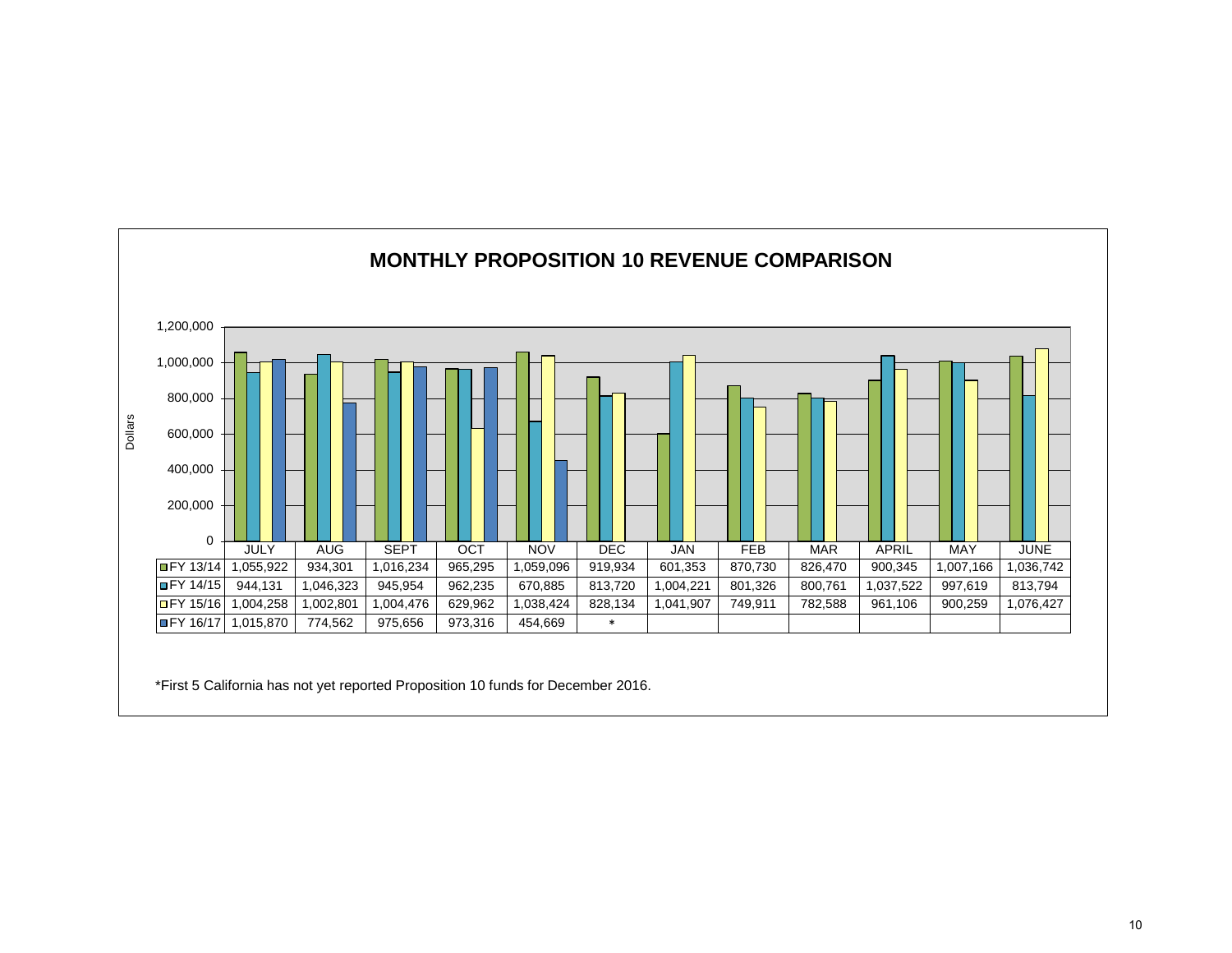## MONTHLY PROPOSITION 10 REVENUE COMPARISON

| | JULY | AUG | SEPT | OCT | NOV | DEC | JAN | FEB | MAR | APRIL | MAY | JUNE |
|---|---|---|---|---|---|---|---|---|---|---|---|---|
| FY 13/14 | 1,055,922 | 934,301 | 1,016,234 | 965,295 | 1,059,096 | 919,934 | 601,353 | 870,730 | 826,470 | 900,345 | 1,007,166 | 1,036,742 |
| FY 14/15 | 944,131 | 1,046,323 | 945,954 | 962,235 | 670,885 | 813,720 | 1,004,221 | 801,326 | 800,761 | 1,037,522 | 997,619 | 813,794 |
| FY 15/16 | 1,004,258 | 1,002,801 | 1,004,476 | 629,962 | 1,038,424 | 828,134 | 1,041,907 | 749,911 | 782,588 | 961,106 | 900,259 | 1,076,427 |
| FY 16/17 | 1,015,870 | 774,562 | 975,656 | 973,316 | 454,669 | * | | | | | | |

*First 5 California has not yet reported Proposition 10 funds for December 2016.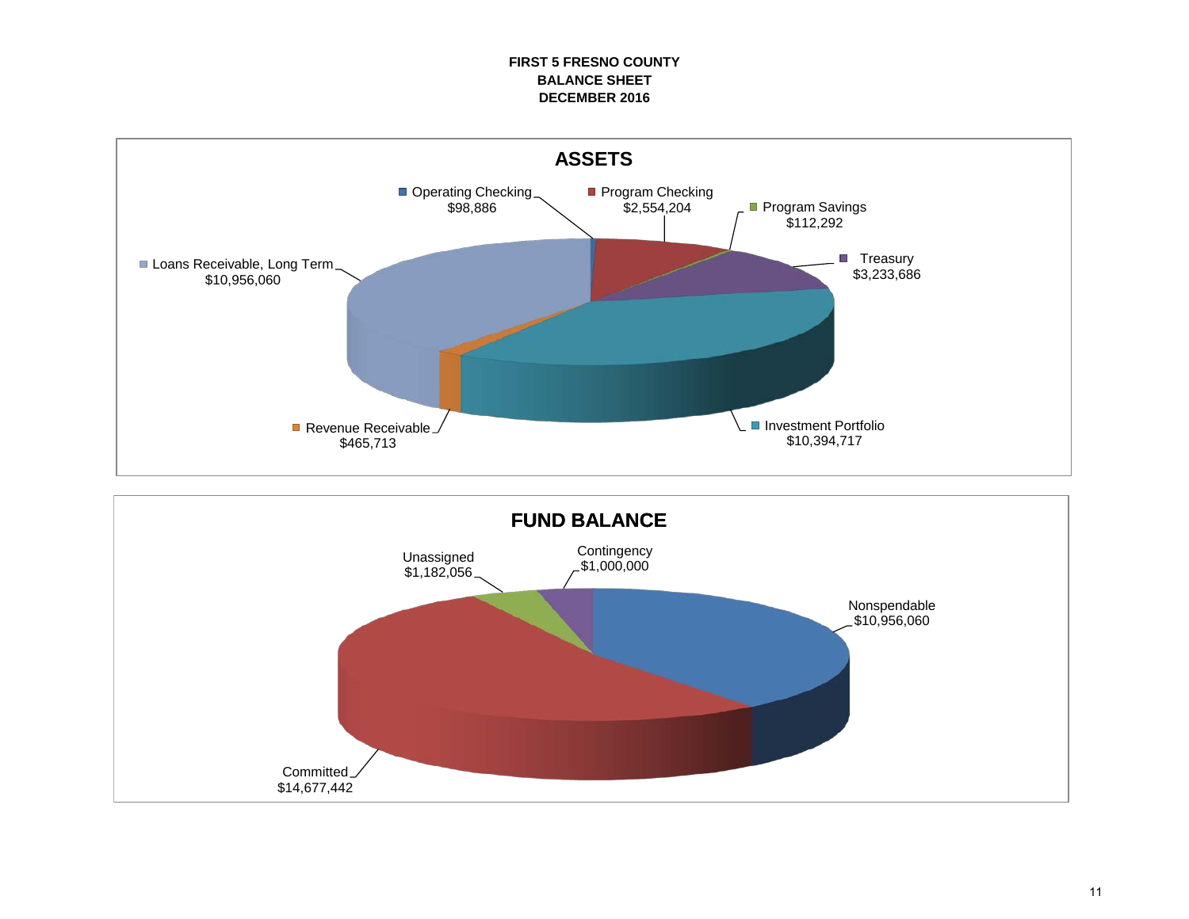# FIRST 5 FRESNO COUNTY
# BALANCE SHEET
# DECEMBER 2016

## ASSETS

- Operating Checking: $98,886
- Program Checking: $2,554,204
- Program Savings: $112,292
- Treasury: $3,233,686
- Investment Portfolio: $10,394,717
- Revenue Receivable: $465,713
- Loans Receivable, Long Term: $10,956,060

## FUND BALANCE

- Nonspendable: $10,956,060
- Committed: $14,677,442
- Unassigned: $1,182,056
- Contingency: $1,000,000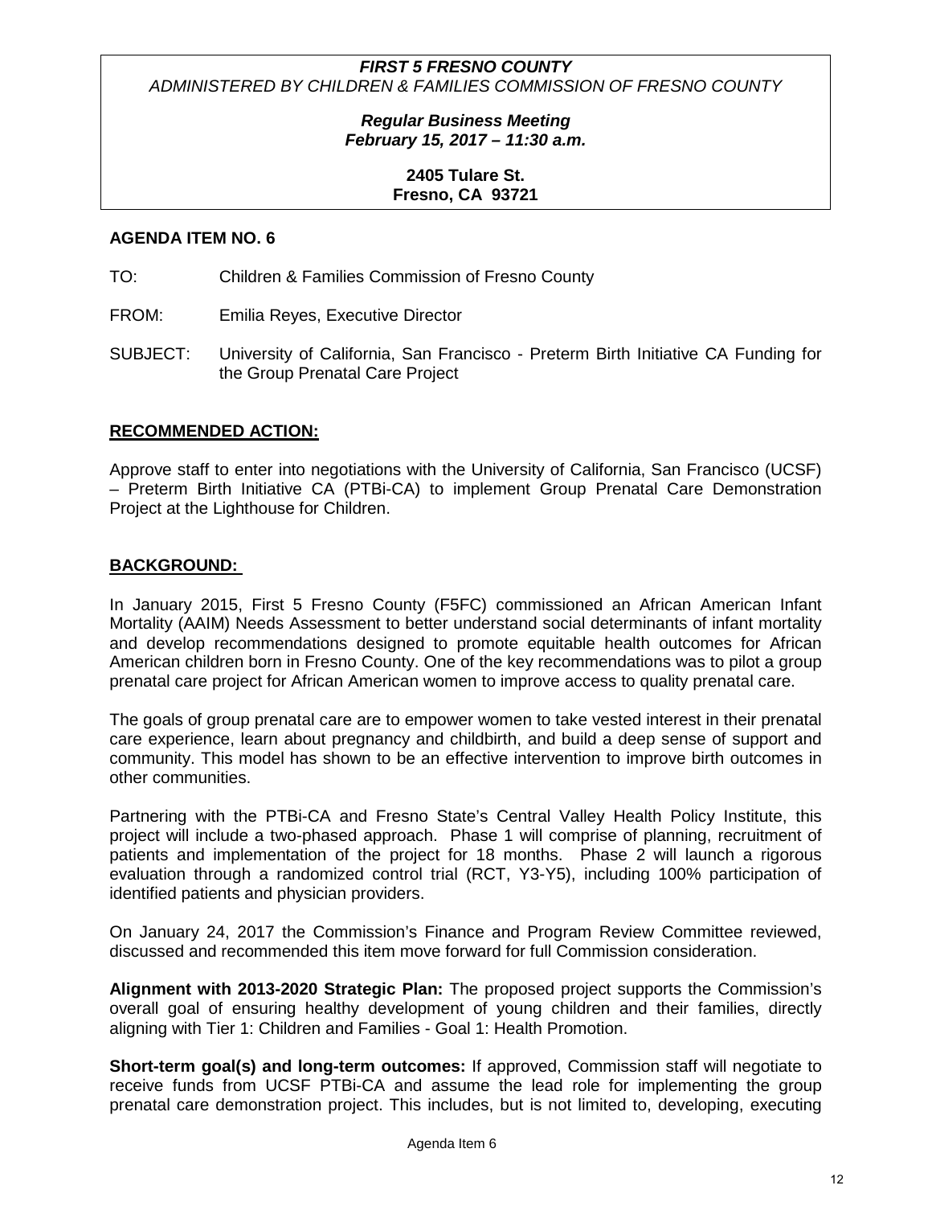***FIRST 5 FRESNO COUNTY***
*ADMINISTERED BY CHILDREN & FAMILIES COMMISSION OF FRESNO COUNTY*

***Regular Business Meeting***
***February 15, 2017 – 11:30 a.m.***

**2405 Tulare St.**
**Fresno, CA 93721**

**AGENDA ITEM NO. 6**

TO: Children & Families Commission of Fresno County

FROM: Emilia Reyes, Executive Director

SUBJECT: University of California, San Francisco - Preterm Birth Initiative CA Funding for the Group Prenatal Care Project

## RECOMMENDED ACTION:

Approve staff to enter into negotiations with the University of California, San Francisco (UCSF) – Preterm Birth Initiative CA (PTBi-CA) to implement Group Prenatal Care Demonstration Project at the Lighthouse for Children.

## BACKGROUND:

In January 2015, First 5 Fresno County (F5FC) commissioned an African American Infant Mortality (AAIM) Needs Assessment to better understand social determinants of infant mortality and develop recommendations designed to promote equitable health outcomes for African American children born in Fresno County. One of the key recommendations was to pilot a group prenatal care project for African American women to improve access to quality prenatal care.

The goals of group prenatal care are to empower women to take vested interest in their prenatal care experience, learn about pregnancy and childbirth, and build a deep sense of support and community. This model has shown to be an effective intervention to improve birth outcomes in other communities.

Partnering with the PTBi-CA and Fresno State's Central Valley Health Policy Institute, this project will include a two-phased approach. Phase 1 will comprise of planning, recruitment of patients and implementation of the project for 18 months. Phase 2 will launch a rigorous evaluation through a randomized control trial (RCT, Y3-Y5), including 100% participation of identified patients and physician providers.

On January 24, 2017 the Commission's Finance and Program Review Committee reviewed, discussed and recommended this item move forward for full Commission consideration.

**Alignment with 2013-2020 Strategic Plan:** The proposed project supports the Commission's overall goal of ensuring healthy development of young children and their families, directly aligning with Tier 1: Children and Families - Goal 1: Health Promotion.

**Short-term goal(s) and long-term outcomes:** If approved, Commission staff will negotiate to receive funds from UCSF PTBi-CA and assume the lead role for implementing the group prenatal care demonstration project. This includes, but is not limited to, developing, executing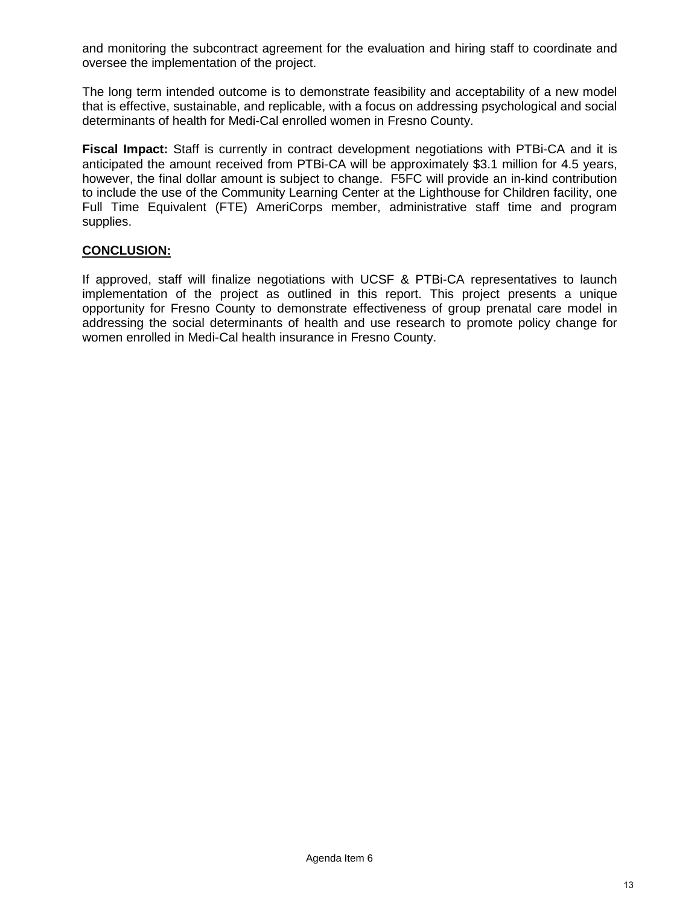and monitoring the subcontract agreement for the evaluation and hiring staff to coordinate and oversee the implementation of the project.

The long term intended outcome is to demonstrate feasibility and acceptability of a new model that is effective, sustainable, and replicable, with a focus on addressing psychological and social determinants of health for Medi-Cal enrolled women in Fresno County.

**Fiscal Impact:** Staff is currently in contract development negotiations with PTBi-CA and it is anticipated the amount received from PTBi-CA will be approximately $3.1 million for 4.5 years, however, the final dollar amount is subject to change. F5FC will provide an in-kind contribution to include the use of the Community Learning Center at the Lighthouse for Children facility, one Full Time Equivalent (FTE) AmeriCorps member, administrative staff time and program supplies.

**CONCLUSION:**

If approved, staff will finalize negotiations with UCSF & PTBi-CA representatives to launch implementation of the project as outlined in this report. This project presents a unique opportunity for Fresno County to demonstrate effectiveness of group prenatal care model in addressing the social determinants of health and use research to promote policy change for women enrolled in Medi-Cal health insurance in Fresno County.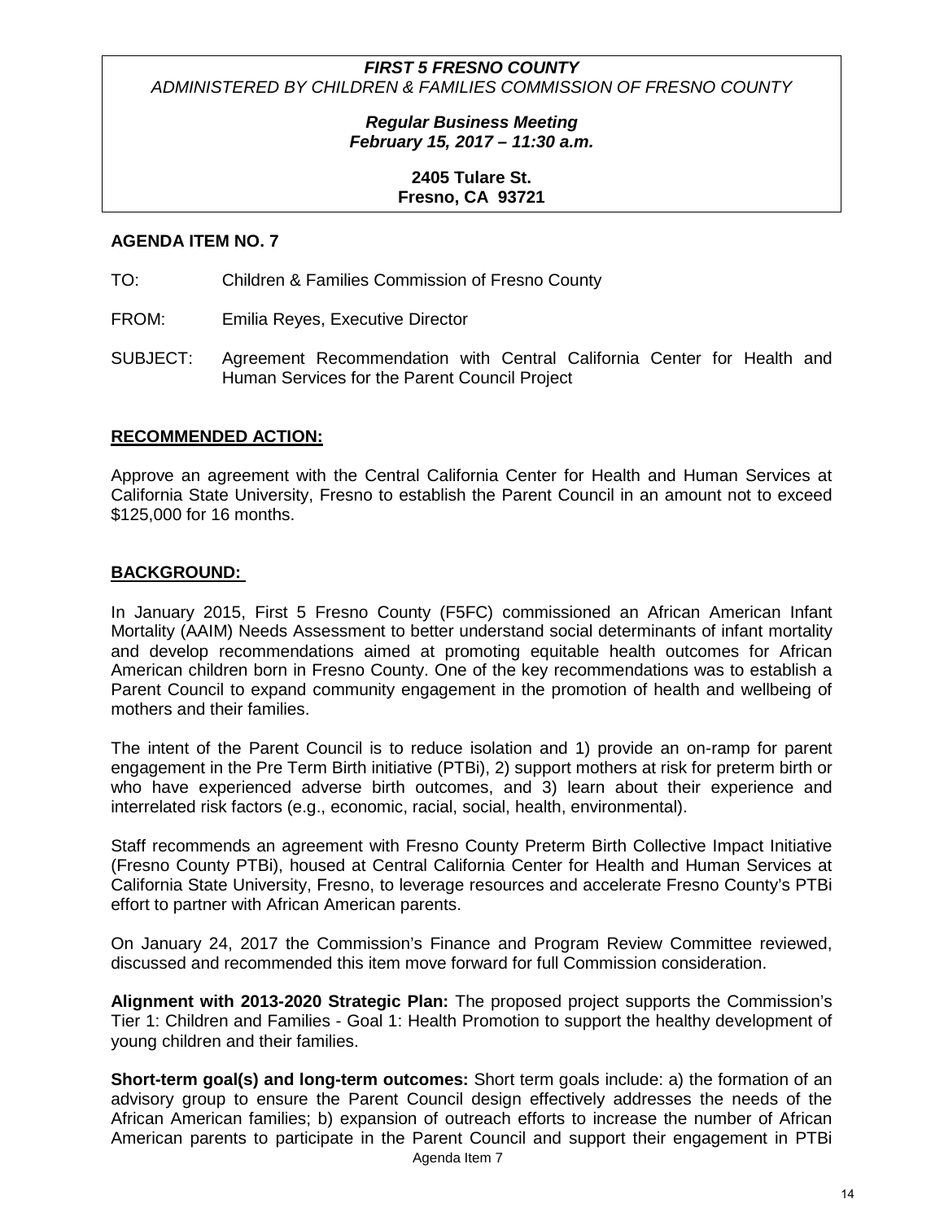***FIRST 5 FRESNO COUNTY***
*ADMINISTERED BY CHILDREN & FAMILIES COMMISSION OF FRESNO COUNTY*

***Regular Business Meeting***
***February 15, 2017 – 11:30 a.m.***

**2405 Tulare St.**
**Fresno, CA 93721**

**AGENDA ITEM NO. 7**

TO: Children & Families Commission of Fresno County

FROM: Emilia Reyes, Executive Director

SUBJECT: Agreement Recommendation with Central California Center for Health and Human Services for the Parent Council Project

**RECOMMENDED ACTION:**

Approve an agreement with the Central California Center for Health and Human Services at California State University, Fresno to establish the Parent Council in an amount not to exceed $125,000 for 16 months.

**BACKGROUND:**

In January 2015, First 5 Fresno County (F5FC) commissioned an African American Infant Mortality (AAIM) Needs Assessment to better understand social determinants of infant mortality and develop recommendations aimed at promoting equitable health outcomes for African American children born in Fresno County. One of the key recommendations was to establish a Parent Council to expand community engagement in the promotion of health and wellbeing of mothers and their families.

The intent of the Parent Council is to reduce isolation and 1) provide an on-ramp for parent engagement in the Pre Term Birth initiative (PTBi), 2) support mothers at risk for preterm birth or who have experienced adverse birth outcomes, and 3) learn about their experience and interrelated risk factors (e.g., economic, racial, social, health, environmental).

Staff recommends an agreement with Fresno County Preterm Birth Collective Impact Initiative (Fresno County PTBi), housed at Central California Center for Health and Human Services at California State University, Fresno, to leverage resources and accelerate Fresno County's PTBi effort to partner with African American parents.

On January 24, 2017 the Commission's Finance and Program Review Committee reviewed, discussed and recommended this item move forward for full Commission consideration.

**Alignment with 2013-2020 Strategic Plan:** The proposed project supports the Commission's Tier 1: Children and Families - Goal 1: Health Promotion to support the healthy development of young children and their families.

**Short-term goal(s) and long-term outcomes:** Short term goals include: a) the formation of an advisory group to ensure the Parent Council design effectively addresses the needs of the African American families; b) expansion of outreach efforts to increase the number of African American parents to participate in the Parent Council and support their engagement in PTBi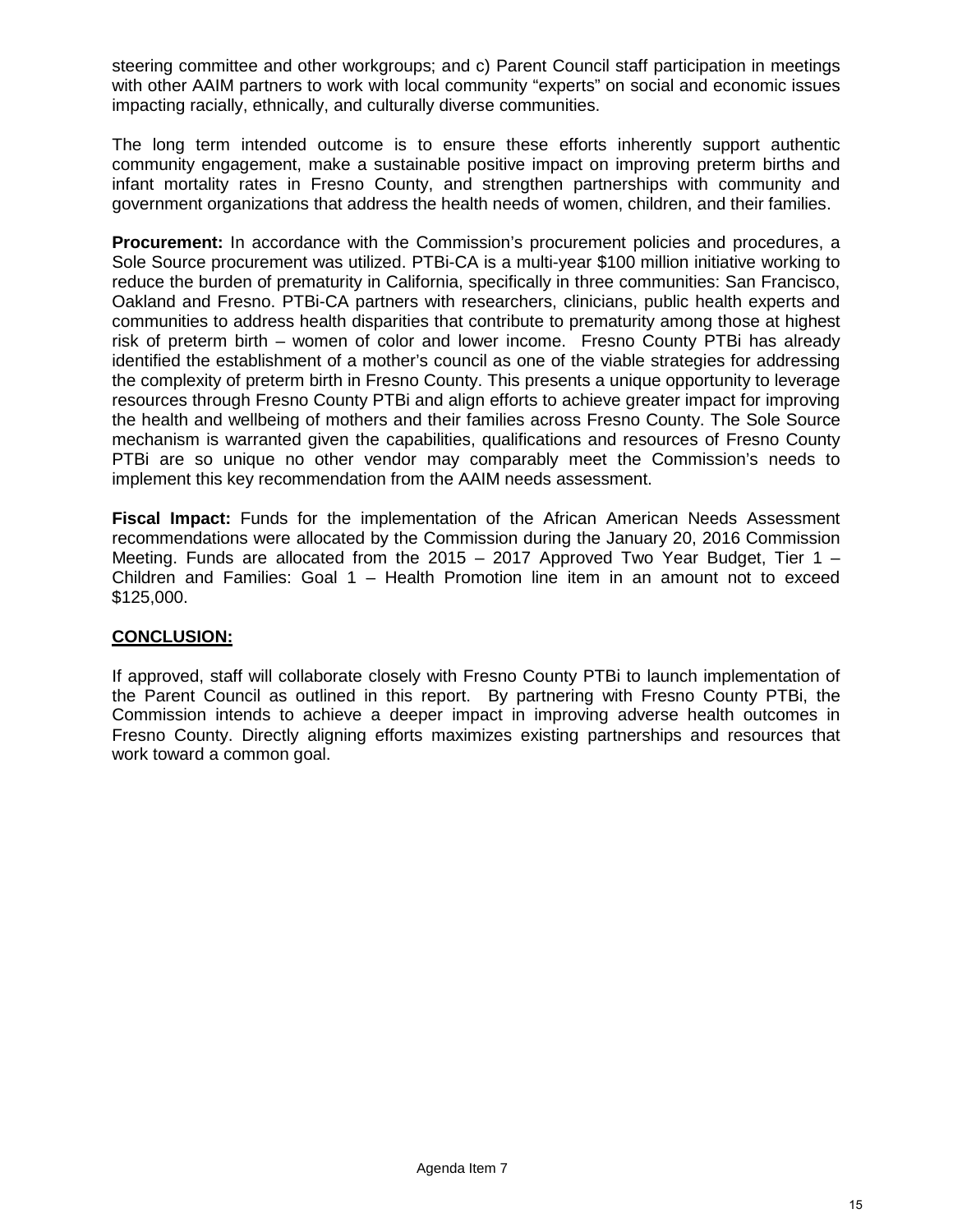steering committee and other workgroups; and c) Parent Council staff participation in meetings with other AAIM partners to work with local community "experts" on social and economic issues impacting racially, ethnically, and culturally diverse communities.

The long term intended outcome is to ensure these efforts inherently support authentic community engagement, make a sustainable positive impact on improving preterm births and infant mortality rates in Fresno County, and strengthen partnerships with community and government organizations that address the health needs of women, children, and their families.

**Procurement:** In accordance with the Commission's procurement policies and procedures, a Sole Source procurement was utilized. PTBi-CA is a multi-year $100 million initiative working to reduce the burden of prematurity in California, specifically in three communities: San Francisco, Oakland and Fresno. PTBi-CA partners with researchers, clinicians, public health experts and communities to address health disparities that contribute to prematurity among those at highest risk of preterm birth – women of color and lower income. Fresno County PTBi has already identified the establishment of a mother's council as one of the viable strategies for addressing the complexity of preterm birth in Fresno County. This presents a unique opportunity to leverage resources through Fresno County PTBi and align efforts to achieve greater impact for improving the health and wellbeing of mothers and their families across Fresno County. The Sole Source mechanism is warranted given the capabilities, qualifications and resources of Fresno County PTBi are so unique no other vendor may comparably meet the Commission's needs to implement this key recommendation from the AAIM needs assessment.

**Fiscal Impact:** Funds for the implementation of the African American Needs Assessment recommendations were allocated by the Commission during the January 20, 2016 Commission Meeting. Funds are allocated from the 2015 – 2017 Approved Two Year Budget, Tier 1 – Children and Families: Goal 1 – Health Promotion line item in an amount not to exceed $125,000.

**CONCLUSION:**

If approved, staff will collaborate closely with Fresno County PTBi to launch implementation of the Parent Council as outlined in this report. By partnering with Fresno County PTBi, the Commission intends to achieve a deeper impact in improving adverse health outcomes in Fresno County. Directly aligning efforts maximizes existing partnerships and resources that work toward a common goal.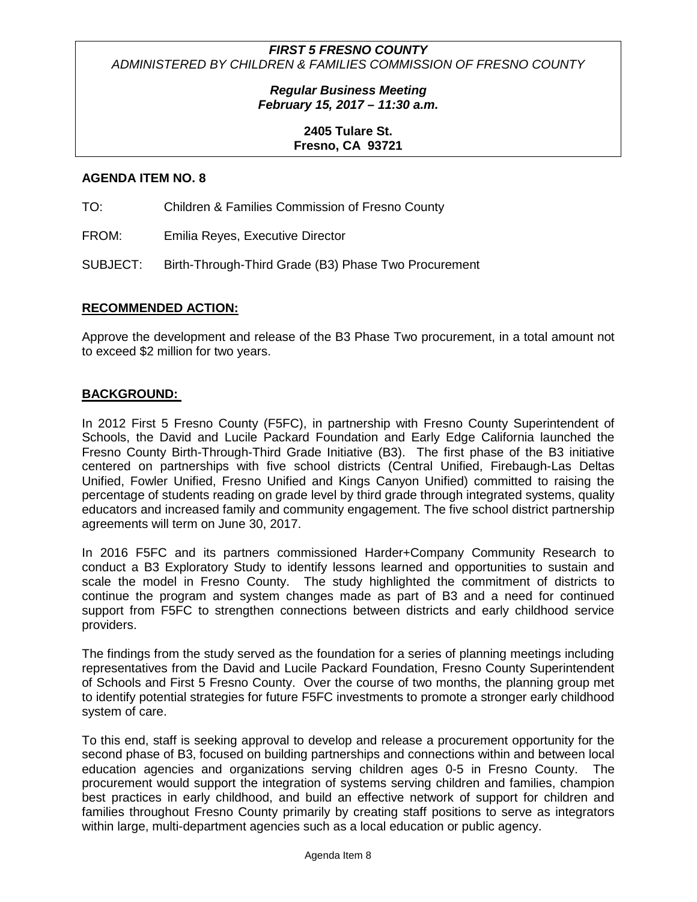***FIRST 5 FRESNO COUNTY***
*ADMINISTERED BY CHILDREN & FAMILIES COMMISSION OF FRESNO COUNTY*

***Regular Business Meeting***
***February 15, 2017 – 11:30 a.m.***

**2405 Tulare St.**
**Fresno, CA 93721**

**AGENDA ITEM NO. 8**

TO: Children & Families Commission of Fresno County

FROM: Emilia Reyes, Executive Director

SUBJECT: Birth-Through-Third Grade (B3) Phase Two Procurement

## RECOMMENDED ACTION:

Approve the development and release of the B3 Phase Two procurement, in a total amount not to exceed $2 million for two years.

## BACKGROUND:

In 2012 First 5 Fresno County (F5FC), in partnership with Fresno County Superintendent of Schools, the David and Lucile Packard Foundation and Early Edge California launched the Fresno County Birth-Through-Third Grade Initiative (B3). The first phase of the B3 initiative centered on partnerships with five school districts (Central Unified, Firebaugh-Las Deltas Unified, Fowler Unified, Fresno Unified and Kings Canyon Unified) committed to raising the percentage of students reading on grade level by third grade through integrated systems, quality educators and increased family and community engagement. The five school district partnership agreements will term on June 30, 2017.

In 2016 F5FC and its partners commissioned Harder+Company Community Research to conduct a B3 Exploratory Study to identify lessons learned and opportunities to sustain and scale the model in Fresno County. The study highlighted the commitment of districts to continue the program and system changes made as part of B3 and a need for continued support from F5FC to strengthen connections between districts and early childhood service providers.

The findings from the study served as the foundation for a series of planning meetings including representatives from the David and Lucile Packard Foundation, Fresno County Superintendent of Schools and First 5 Fresno County. Over the course of two months, the planning group met to identify potential strategies for future F5FC investments to promote a stronger early childhood system of care.

To this end, staff is seeking approval to develop and release a procurement opportunity for the second phase of B3, focused on building partnerships and connections within and between local education agencies and organizations serving children ages 0-5 in Fresno County. The procurement would support the integration of systems serving children and families, champion best practices in early childhood, and build an effective network of support for children and families throughout Fresno County primarily by creating staff positions to serve as integrators within large, multi-department agencies such as a local education or public agency.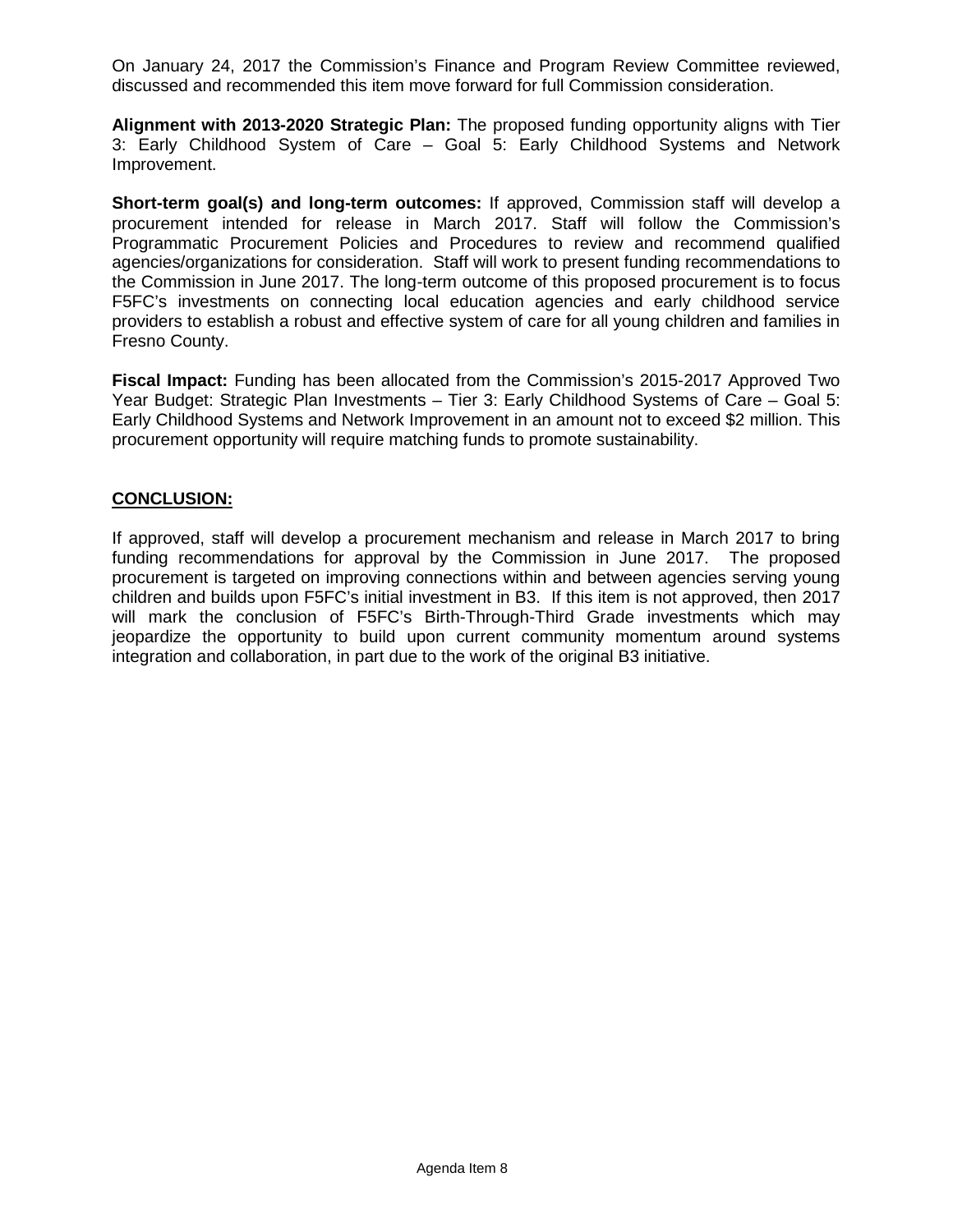On January 24, 2017 the Commission's Finance and Program Review Committee reviewed, discussed and recommended this item move forward for full Commission consideration.

**Alignment with 2013-2020 Strategic Plan:** The proposed funding opportunity aligns with Tier 3: Early Childhood System of Care – Goal 5: Early Childhood Systems and Network Improvement.

**Short-term goal(s) and long-term outcomes:** If approved, Commission staff will develop a procurement intended for release in March 2017. Staff will follow the Commission's Programmatic Procurement Policies and Procedures to review and recommend qualified agencies/organizations for consideration. Staff will work to present funding recommendations to the Commission in June 2017. The long-term outcome of this proposed procurement is to focus F5FC's investments on connecting local education agencies and early childhood service providers to establish a robust and effective system of care for all young children and families in Fresno County.

**Fiscal Impact:** Funding has been allocated from the Commission's 2015-2017 Approved Two Year Budget: Strategic Plan Investments – Tier 3: Early Childhood Systems of Care – Goal 5: Early Childhood Systems and Network Improvement in an amount not to exceed $2 million. This procurement opportunity will require matching funds to promote sustainability.

## CONCLUSION:

If approved, staff will develop a procurement mechanism and release in March 2017 to bring funding recommendations for approval by the Commission in June 2017. The proposed procurement is targeted on improving connections within and between agencies serving young children and builds upon F5FC's initial investment in B3. If this item is not approved, then 2017 will mark the conclusion of F5FC's Birth-Through-Third Grade investments which may jeopardize the opportunity to build upon current community momentum around systems integration and collaboration, in part due to the work of the original B3 initiative.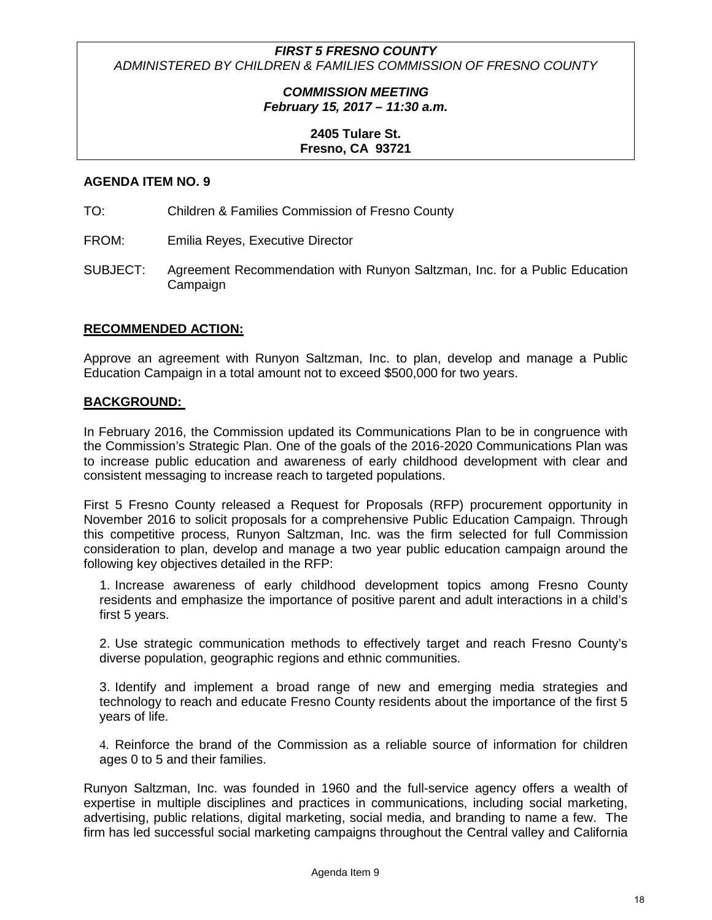***FIRST 5 FRESNO COUNTY***
*ADMINISTERED BY CHILDREN & FAMILIES COMMISSION OF FRESNO COUNTY*

***COMMISSION MEETING***
***February 15, 2017 – 11:30 a.m.***

**2405 Tulare St.**
**Fresno, CA 93721**

**AGENDA ITEM NO. 9**

TO: Children & Families Commission of Fresno County

FROM: Emilia Reyes, Executive Director

SUBJECT: Agreement Recommendation with Runyon Saltzman, Inc. for a Public Education Campaign

## RECOMMENDED ACTION:

Approve an agreement with Runyon Saltzman, Inc. to plan, develop and manage a Public Education Campaign in a total amount not to exceed $500,000 for two years.

## BACKGROUND:

In February 2016, the Commission updated its Communications Plan to be in congruence with the Commission's Strategic Plan. One of the goals of the 2016-2020 Communications Plan was to increase public education and awareness of early childhood development with clear and consistent messaging to increase reach to targeted populations.

First 5 Fresno County released a Request for Proposals (RFP) procurement opportunity in November 2016 to solicit proposals for a comprehensive Public Education Campaign. Through this competitive process, Runyon Saltzman, Inc. was the firm selected for full Commission consideration to plan, develop and manage a two year public education campaign around the following key objectives detailed in the RFP:

1. Increase awareness of early childhood development topics among Fresno County residents and emphasize the importance of positive parent and adult interactions in a child's first 5 years.

2. Use strategic communication methods to effectively target and reach Fresno County's diverse population, geographic regions and ethnic communities.

3. Identify and implement a broad range of new and emerging media strategies and technology to reach and educate Fresno County residents about the importance of the first 5 years of life.

4. Reinforce the brand of the Commission as a reliable source of information for children ages 0 to 5 and their families.

Runyon Saltzman, Inc. was founded in 1960 and the full-service agency offers a wealth of expertise in multiple disciplines and practices in communications, including social marketing, advertising, public relations, digital marketing, social media, and branding to name a few. The firm has led successful social marketing campaigns throughout the Central valley and California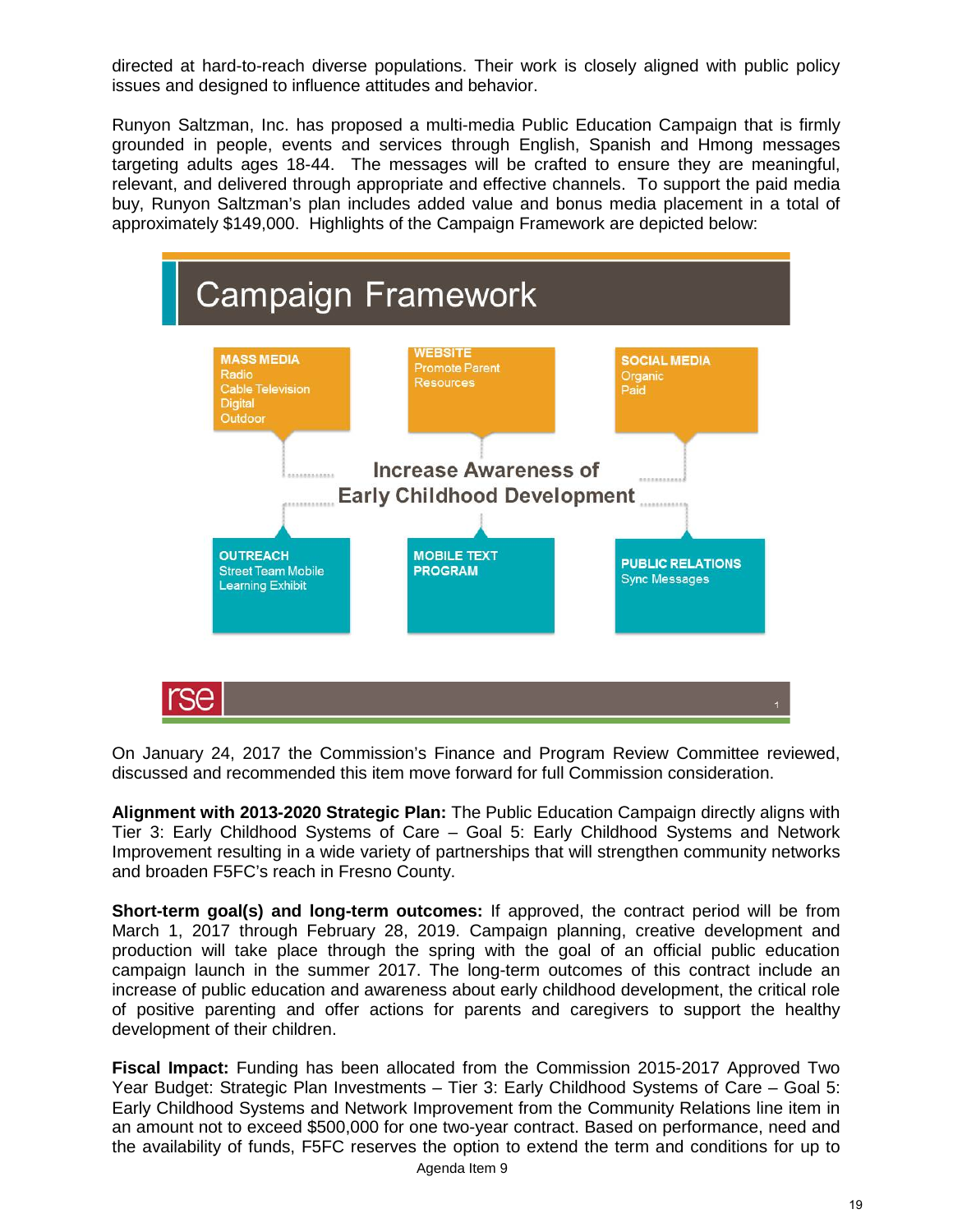directed at hard-to-reach diverse populations. Their work is closely aligned with public policy issues and designed to influence attitudes and behavior.

Runyon Saltzman, Inc. has proposed a multi-media Public Education Campaign that is firmly grounded in people, events and services through English, Spanish and Hmong messages targeting adults ages 18-44. The messages will be crafted to ensure they are meaningful, relevant, and delivered through appropriate and effective channels. To support the paid media buy, Runyon Saltzman's plan includes added value and bonus media placement in a total of approximately $149,000. Highlights of the Campaign Framework are depicted below:

## Campaign Framework

**MASS MEDIA**
Radio
Cable Television
Digital
Outdoor

**WEBSITE**
Promote Parent Resources

**SOCIAL MEDIA**
Organic
Paid

**Increase Awareness of Early Childhood Development**

**OUTREACH**
Street Team Mobile Learning Exhibit

**MOBILE TEXT PROGRAM**

**PUBLIC RELATIONS**
Sync Messages

rse

On January 24, 2017 the Commission's Finance and Program Review Committee reviewed, discussed and recommended this item move forward for full Commission consideration.

**Alignment with 2013-2020 Strategic Plan:** The Public Education Campaign directly aligns with Tier 3: Early Childhood Systems of Care – Goal 5: Early Childhood Systems and Network Improvement resulting in a wide variety of partnerships that will strengthen community networks and broaden F5FC's reach in Fresno County.

**Short-term goal(s) and long-term outcomes:** If approved, the contract period will be from March 1, 2017 through February 28, 2019. Campaign planning, creative development and production will take place through the spring with the goal of an official public education campaign launch in the summer 2017. The long-term outcomes of this contract include an increase of public education and awareness about early childhood development, the critical role of positive parenting and offer actions for parents and caregivers to support the healthy development of their children.

**Fiscal Impact:** Funding has been allocated from the Commission 2015-2017 Approved Two Year Budget: Strategic Plan Investments – Tier 3: Early Childhood Systems of Care – Goal 5: Early Childhood Systems and Network Improvement from the Community Relations line item in an amount not to exceed $500,000 for one two-year contract. Based on performance, need and the availability of funds, F5FC reserves the option to extend the term and conditions for up to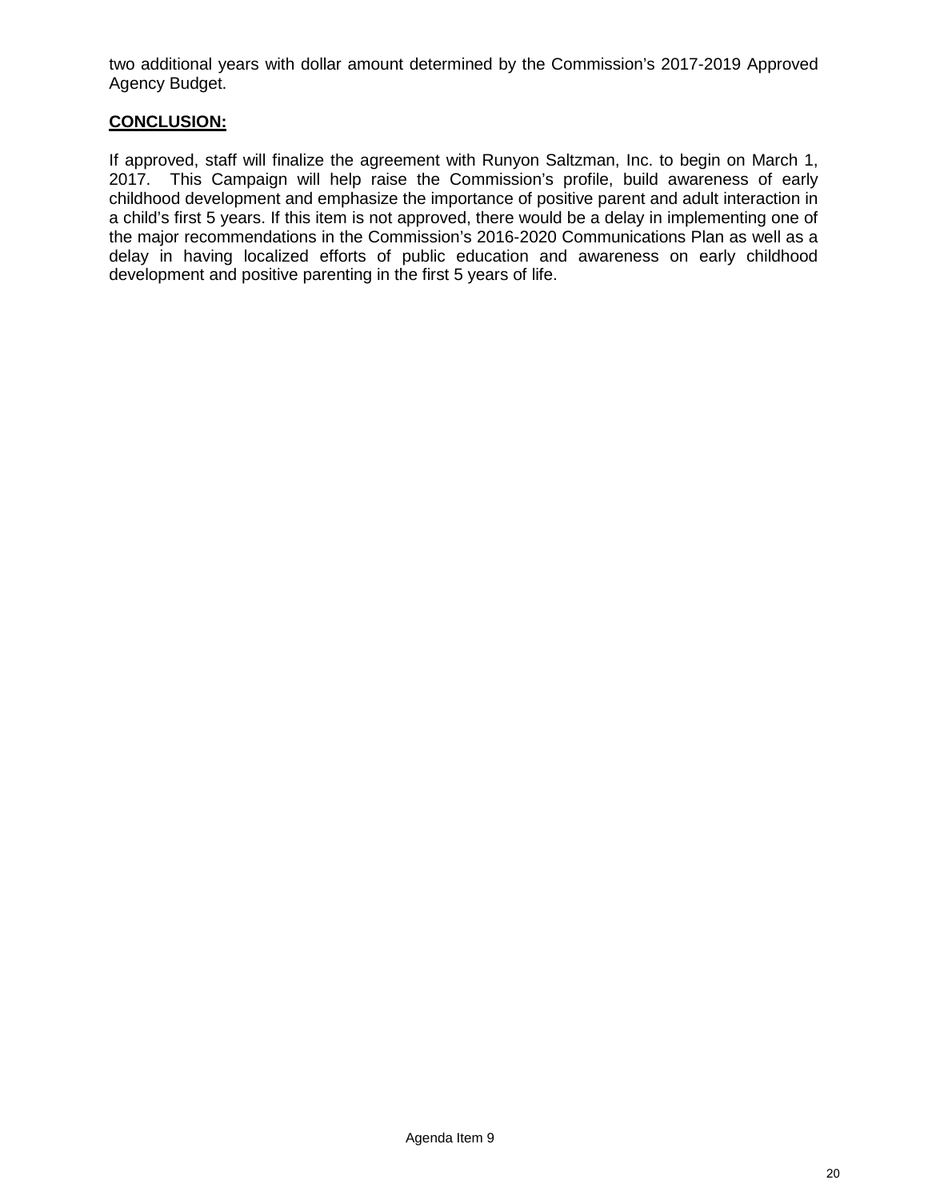two additional years with dollar amount determined by the Commission's 2017-2019 Approved Agency Budget.

**CONCLUSION:**

If approved, staff will finalize the agreement with Runyon Saltzman, Inc. to begin on March 1, 2017. This Campaign will help raise the Commission's profile, build awareness of early childhood development and emphasize the importance of positive parent and adult interaction in a child's first 5 years. If this item is not approved, there would be a delay in implementing one of the major recommendations in the Commission's 2016-2020 Communications Plan as well as a delay in having localized efforts of public education and awareness on early childhood development and positive parenting in the first 5 years of life.